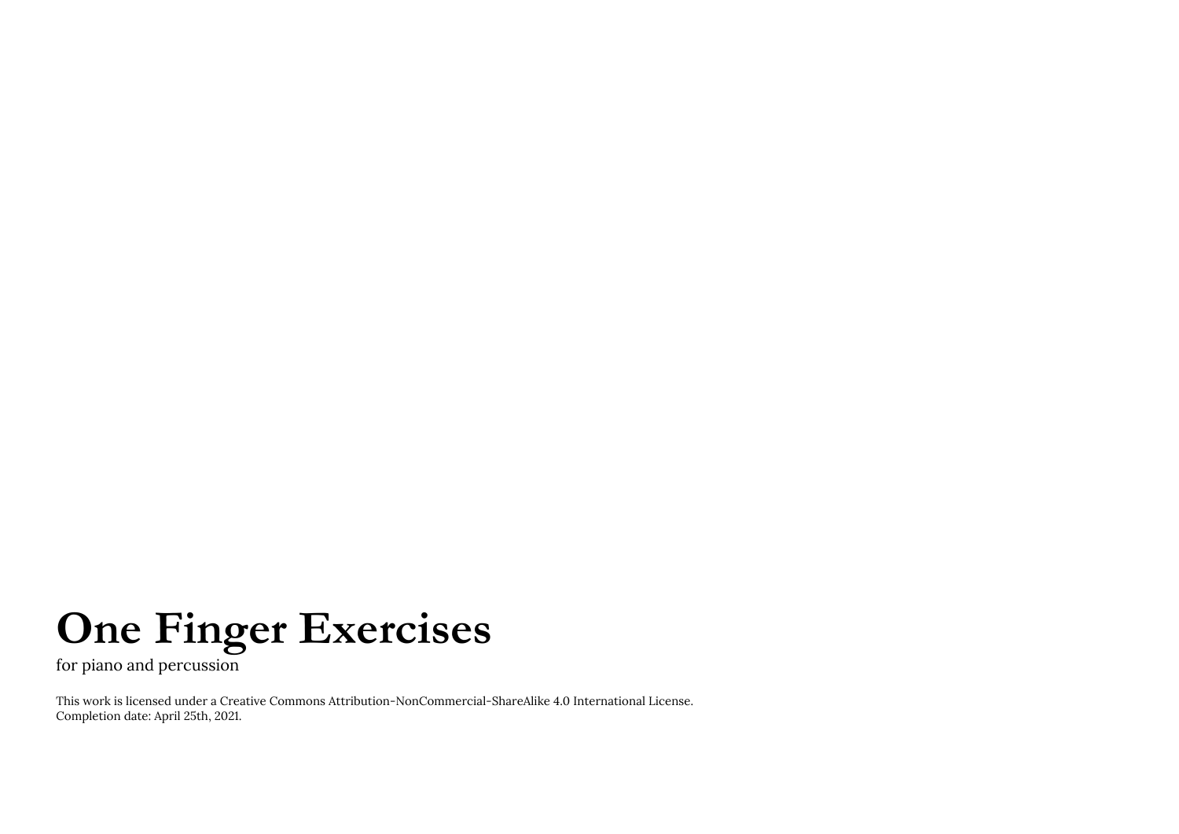# One Finger Exercises

for piano and percussion

This work is licensed under a Creative Commons Attribution-NonCommercial-ShareAlike 4.0 International License.
Completion date: April 25th, 2021.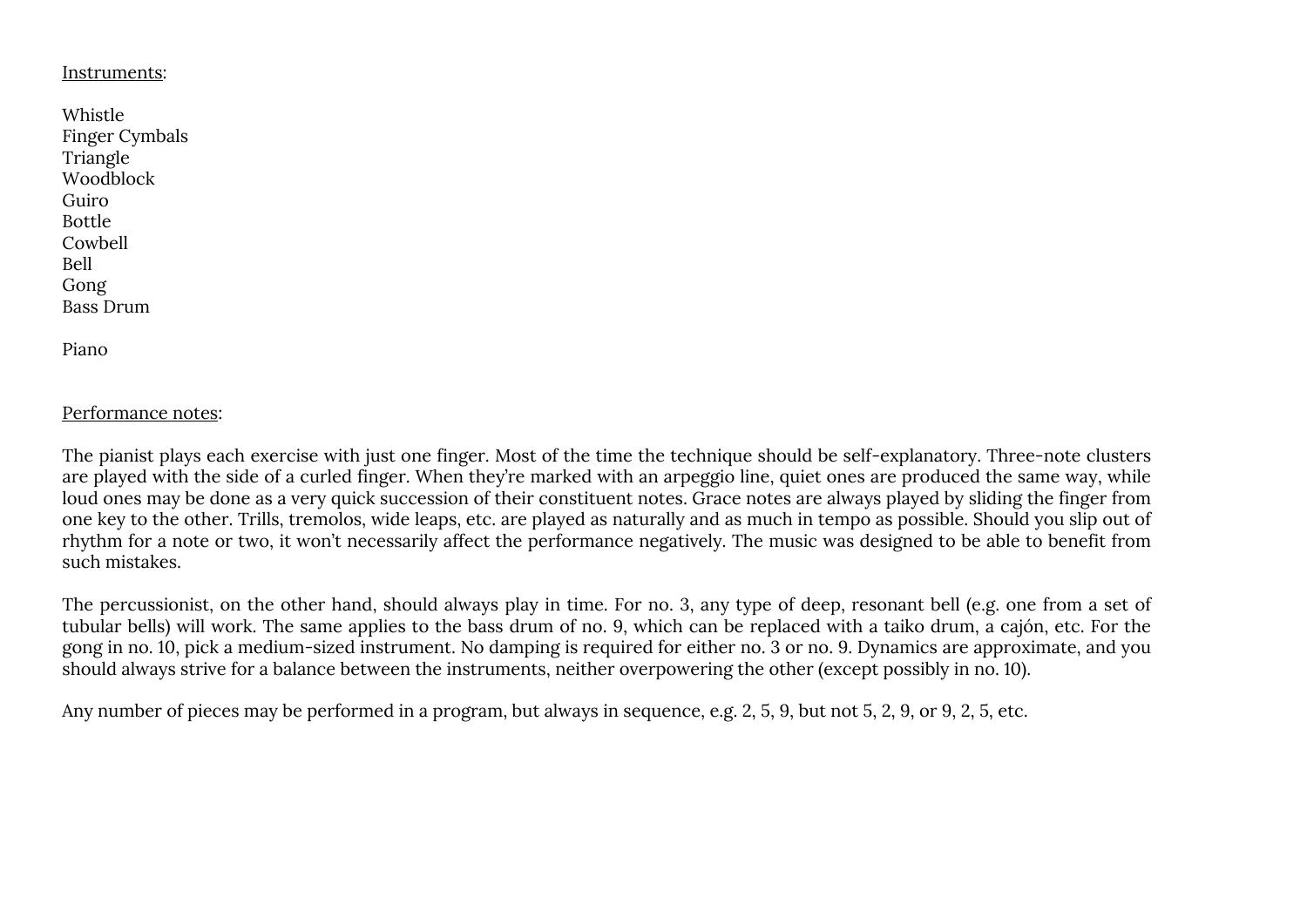<u>Instruments</u>:

Whistle
Finger Cymbals
Triangle
Woodblock
Guiro
Bottle
Cowbell
Bell
Gong
Bass Drum

Piano

<u>Performance notes</u>:

The pianist plays each exercise with just one finger. Most of the time the technique should be self-explanatory. Three-note clusters are played with the side of a curled finger. When they're marked with an arpeggio line, quiet ones are produced the same way, while loud ones may be done as a very quick succession of their constituent notes. Grace notes are always played by sliding the finger from one key to the other. Trills, tremolos, wide leaps, etc. are played as naturally and as much in tempo as possible. Should you slip out of rhythm for a note or two, it won't necessarily affect the performance negatively. The music was designed to be able to benefit from such mistakes.

The percussionist, on the other hand, should always play in time. For no. 3, any type of deep, resonant bell (e.g. one from a set of tubular bells) will work. The same applies to the bass drum of no. 9, which can be replaced with a taiko drum, a cajón, etc. For the gong in no. 10, pick a medium-sized instrument. No damping is required for either no. 3 or no. 9. Dynamics are approximate, and you should always strive for a balance between the instruments, neither overpowering the other (except possibly in no. 10).

Any number of pieces may be performed in a program, but always in sequence, e.g. 2, 5, 9, but not 5, 2, 9, or 9, 2, 5, etc.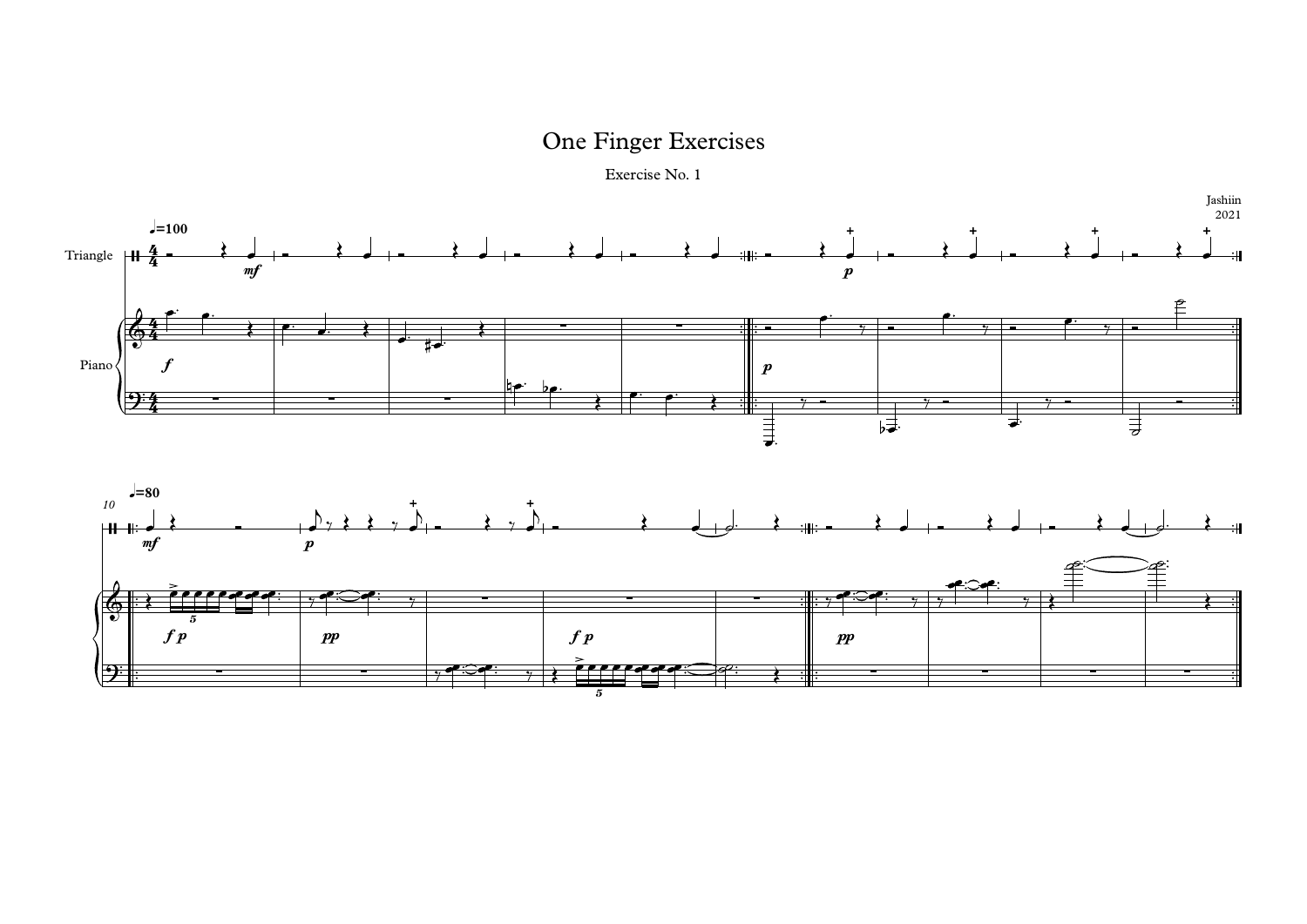# One Finger Exercises

Exercise No. 1

Jashiin
2021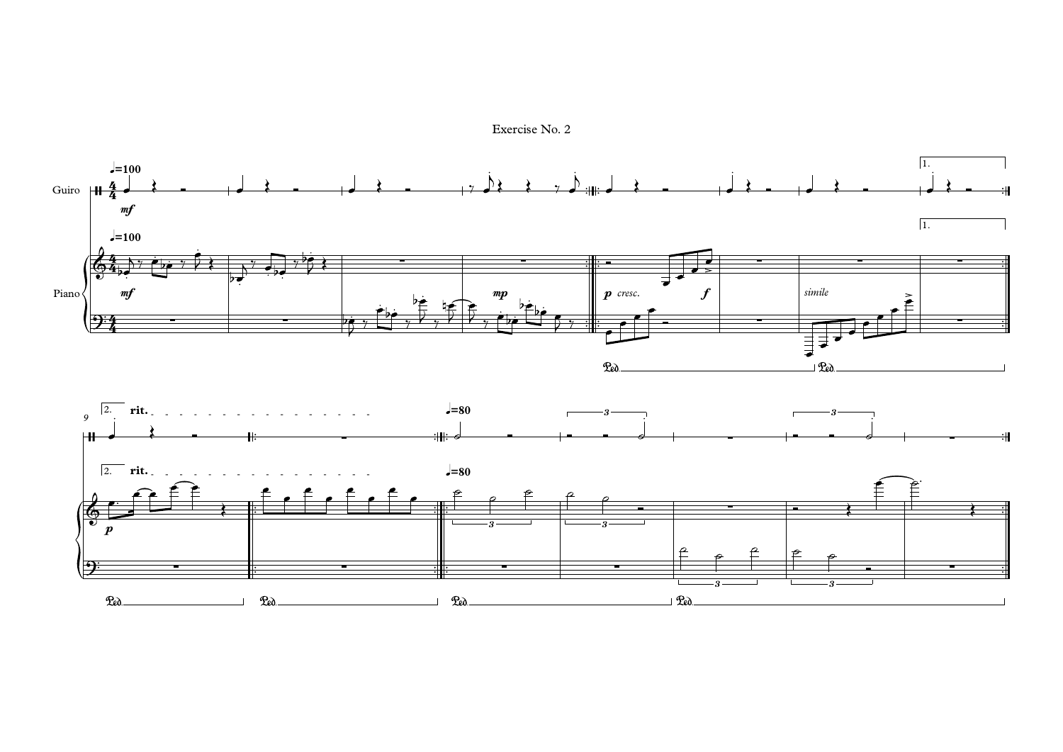# Exercise No. 2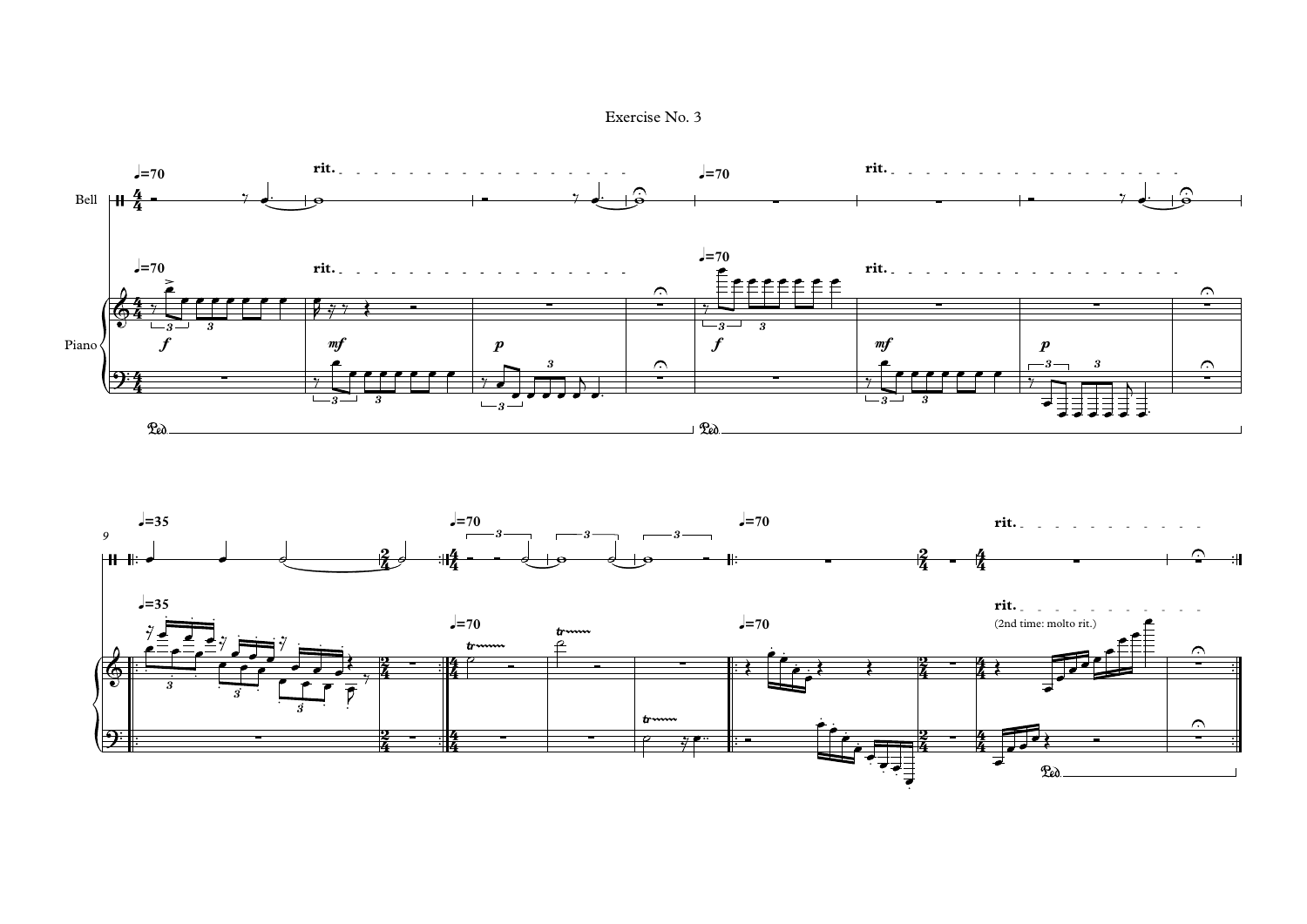# Exercise No. 3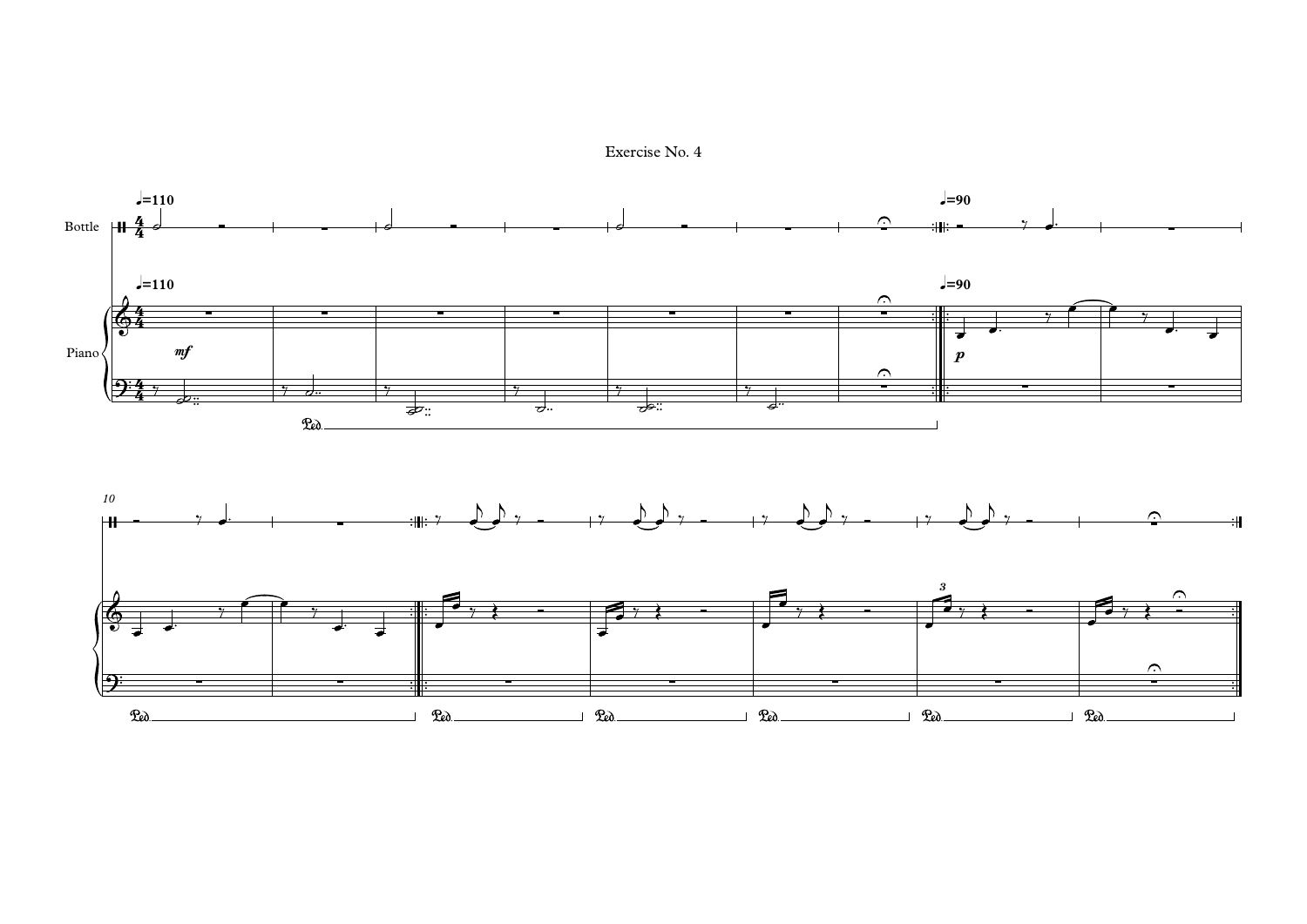# Exercise No. 4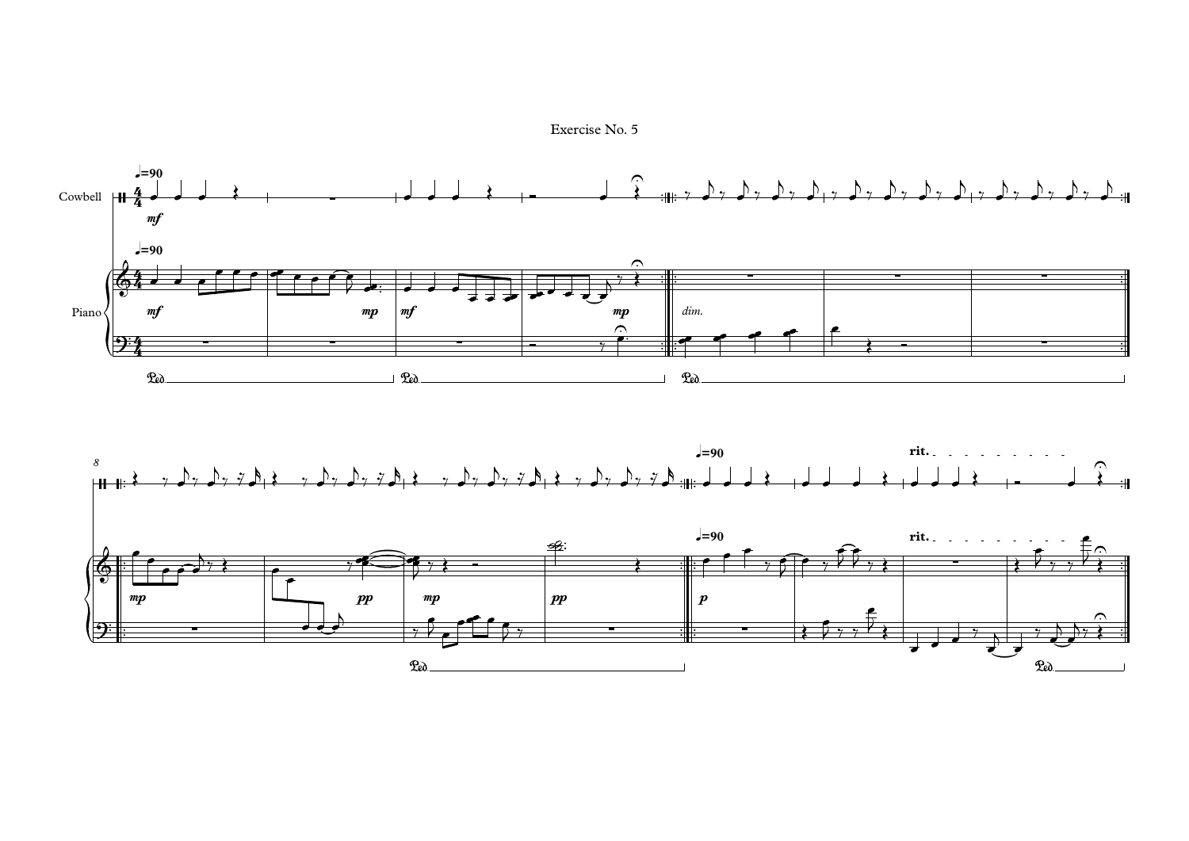# Exercise No. 5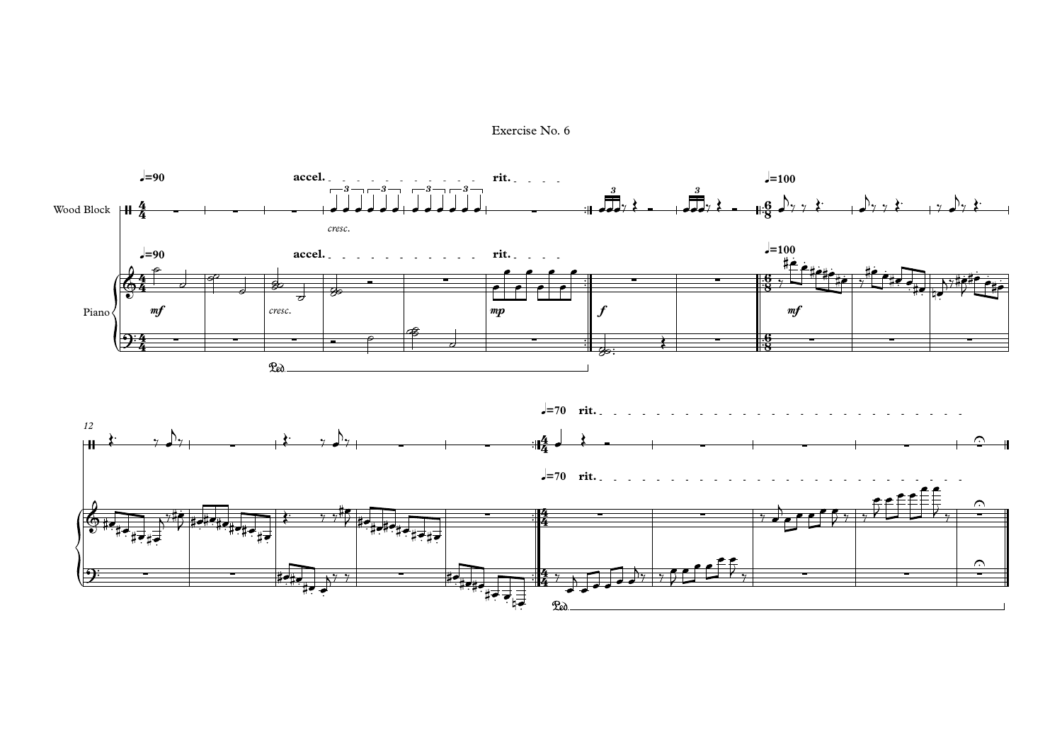Exercise No. 6

Wood Block

Piano

♩=90 accel. rit.

cresc.

mf cresc. mp f

♩=100

mf

12

♩=70 rit.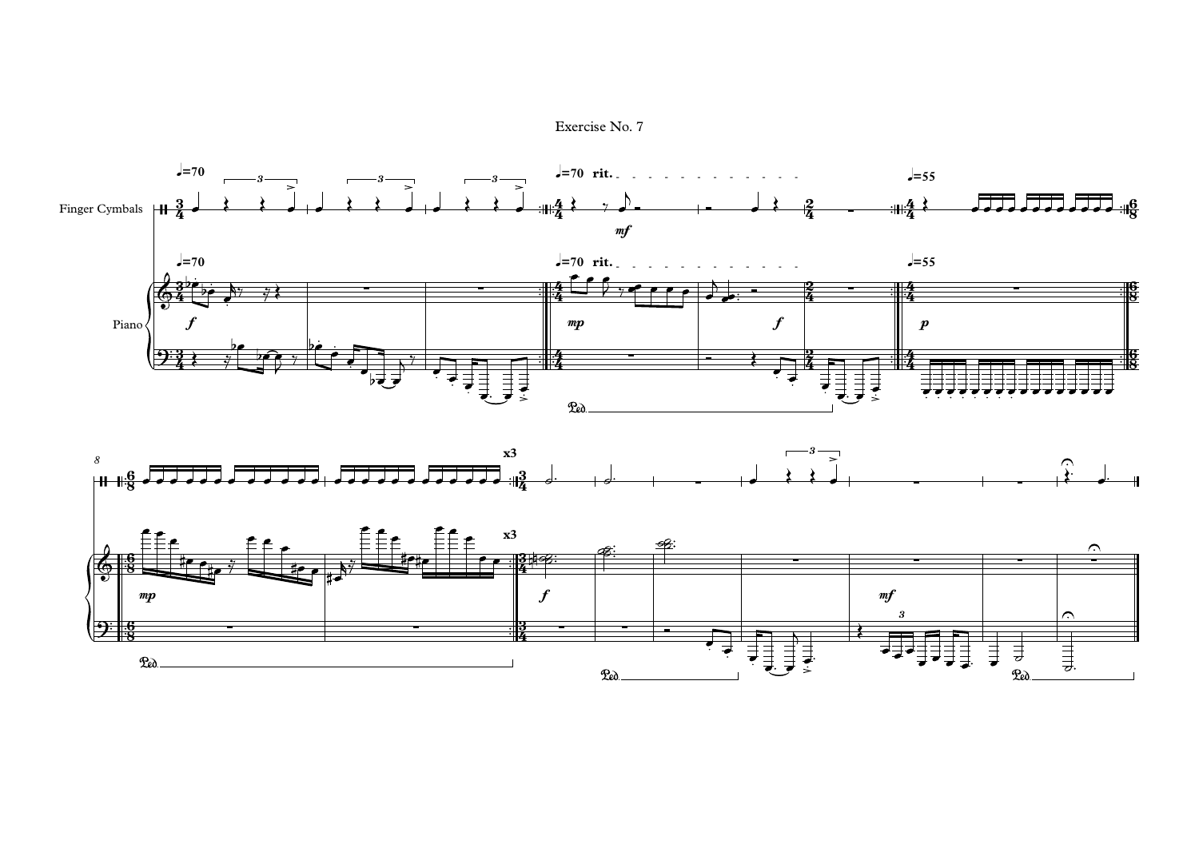# Exercise No. 7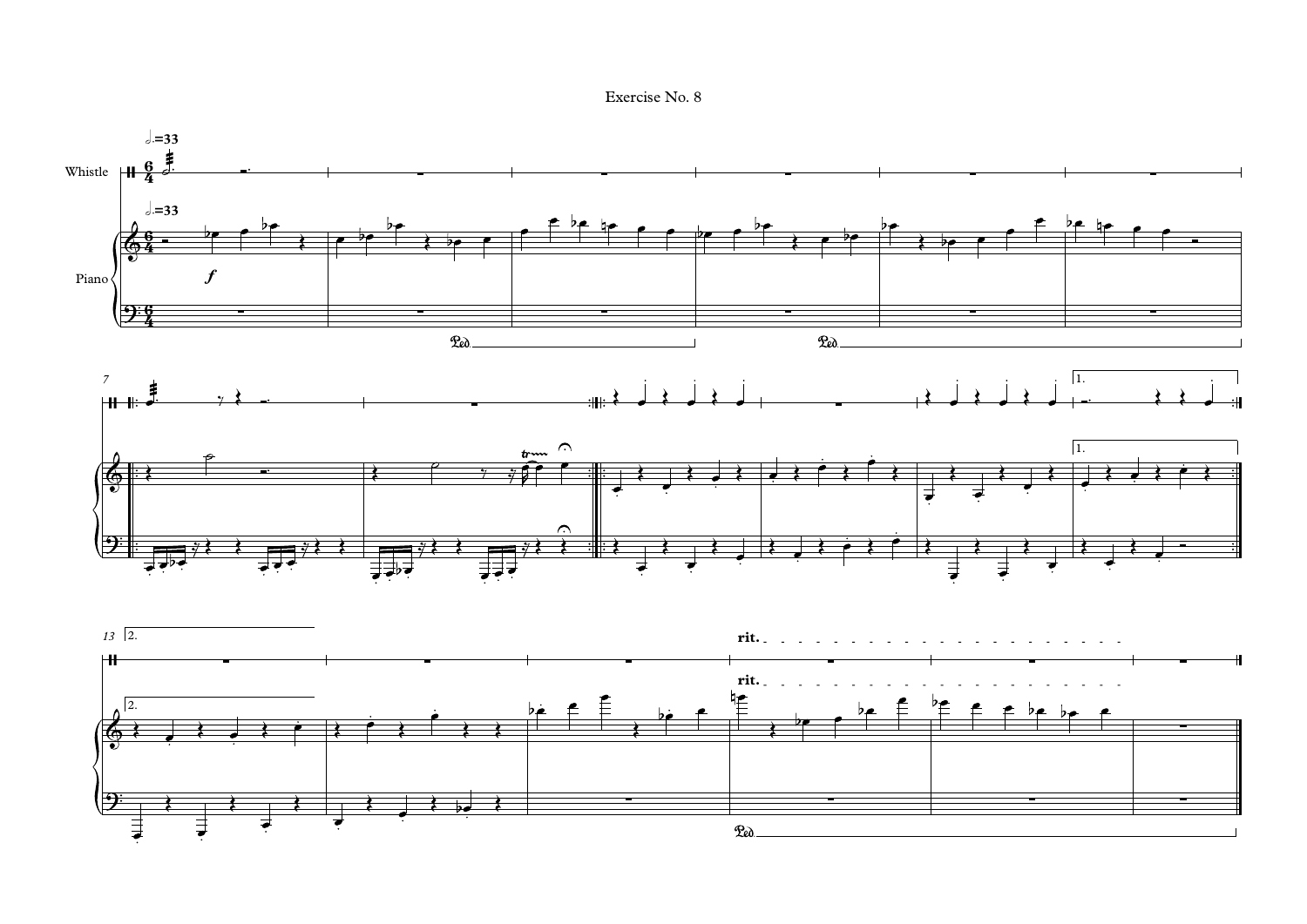# Exercise No. 8

Whistle

Piano

rit.

rit.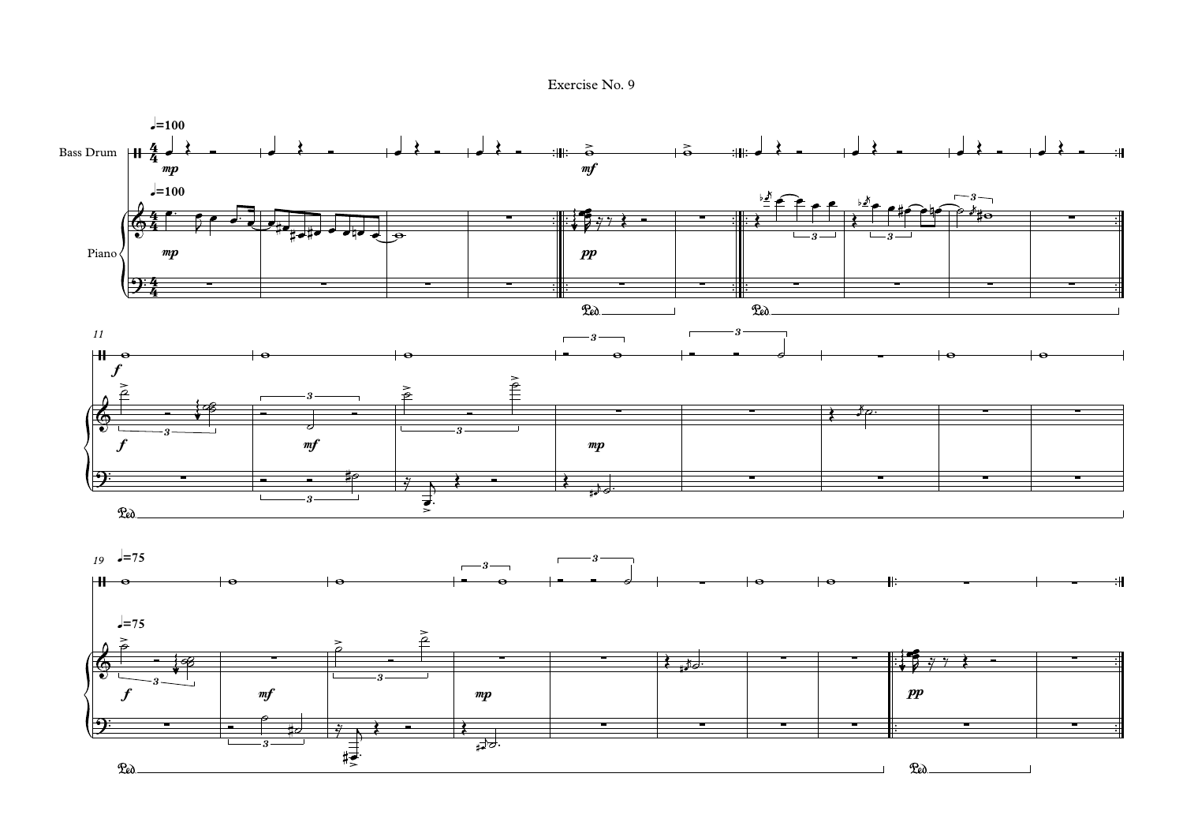# Exercise No. 9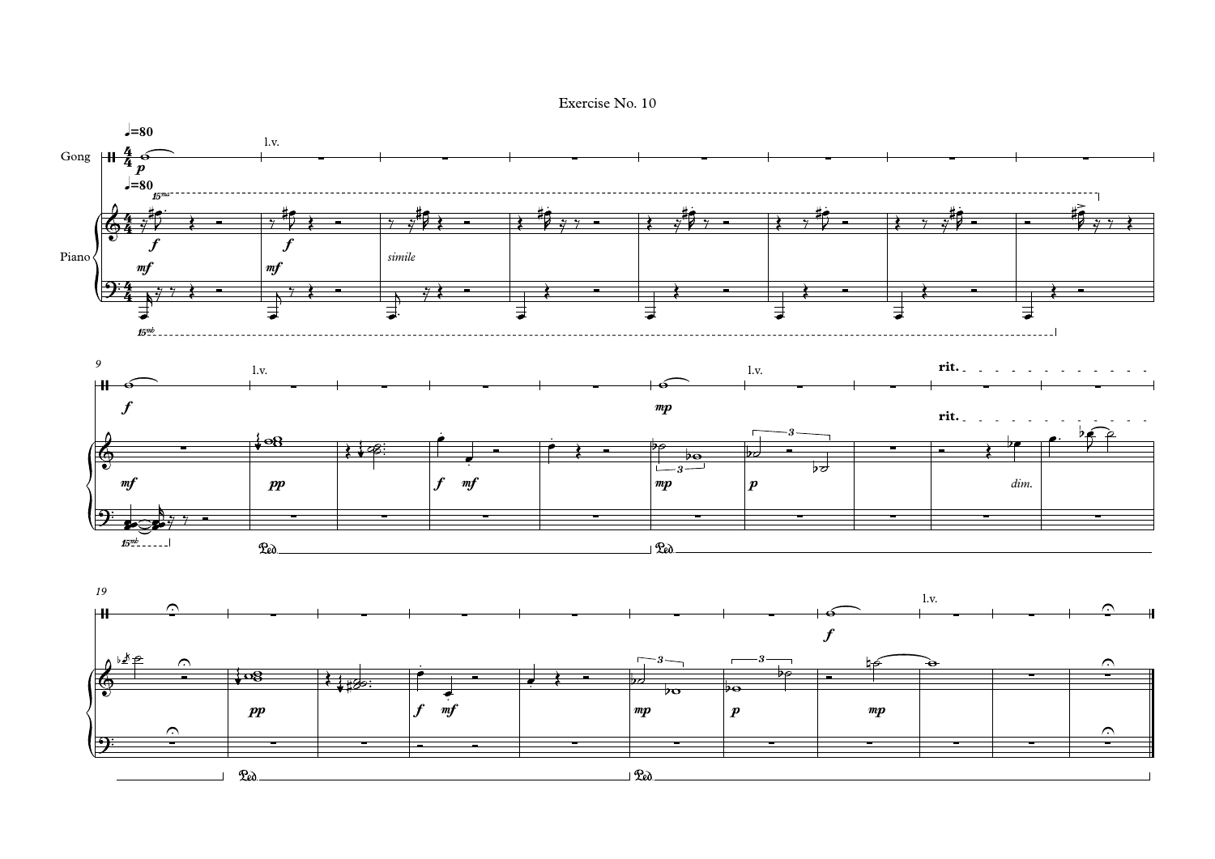# Exercise No. 10